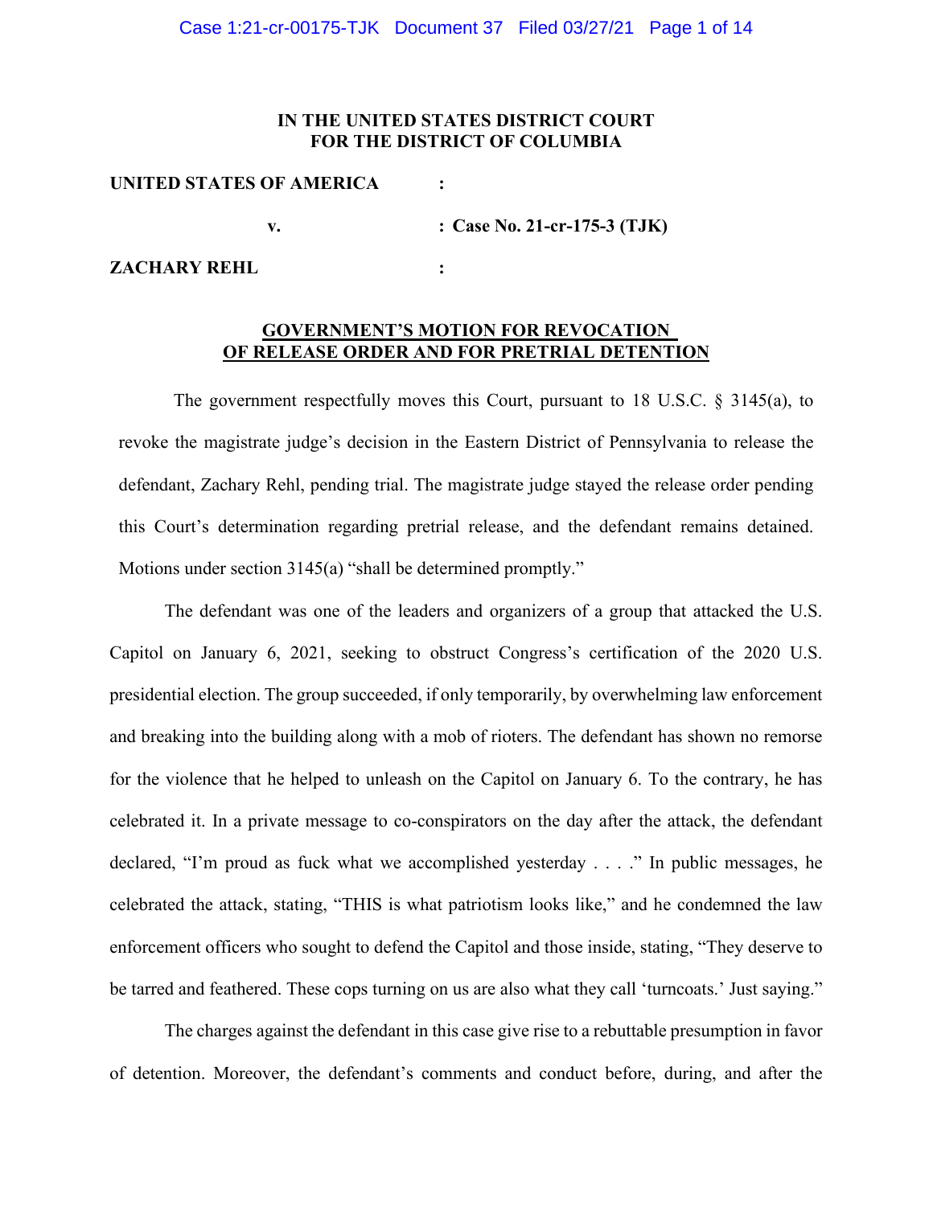**IN THE UNITED STATES DISTRICT COURT**
**FOR THE DISTRICT OF COLUMBIA**

**UNITED STATES OF AMERICA** :

**v.** : **Case No. 21-cr-175-3 (TJK)**

**ZACHARY REHL** :

## GOVERNMENT'S MOTION FOR REVOCATION OF RELEASE ORDER AND FOR PRETRIAL DETENTION

The government respectfully moves this Court, pursuant to 18 U.S.C. § 3145(a), to revoke the magistrate judge's decision in the Eastern District of Pennsylvania to release the defendant, Zachary Rehl, pending trial. The magistrate judge stayed the release order pending this Court's determination regarding pretrial release, and the defendant remains detained. Motions under section 3145(a) "shall be determined promptly."

The defendant was one of the leaders and organizers of a group that attacked the U.S. Capitol on January 6, 2021, seeking to obstruct Congress's certification of the 2020 U.S. presidential election. The group succeeded, if only temporarily, by overwhelming law enforcement and breaking into the building along with a mob of rioters. The defendant has shown no remorse for the violence that he helped to unleash on the Capitol on January 6. To the contrary, he has celebrated it. In a private message to co-conspirators on the day after the attack, the defendant declared, "I'm proud as fuck what we accomplished yesterday . . . ." In public messages, he celebrated the attack, stating, "THIS is what patriotism looks like," and he condemned the law enforcement officers who sought to defend the Capitol and those inside, stating, "They deserve to be tarred and feathered. These cops turning on us are also what they call 'turncoats.' Just saying."

The charges against the defendant in this case give rise to a rebuttable presumption in favor of detention. Moreover, the defendant's comments and conduct before, during, and after the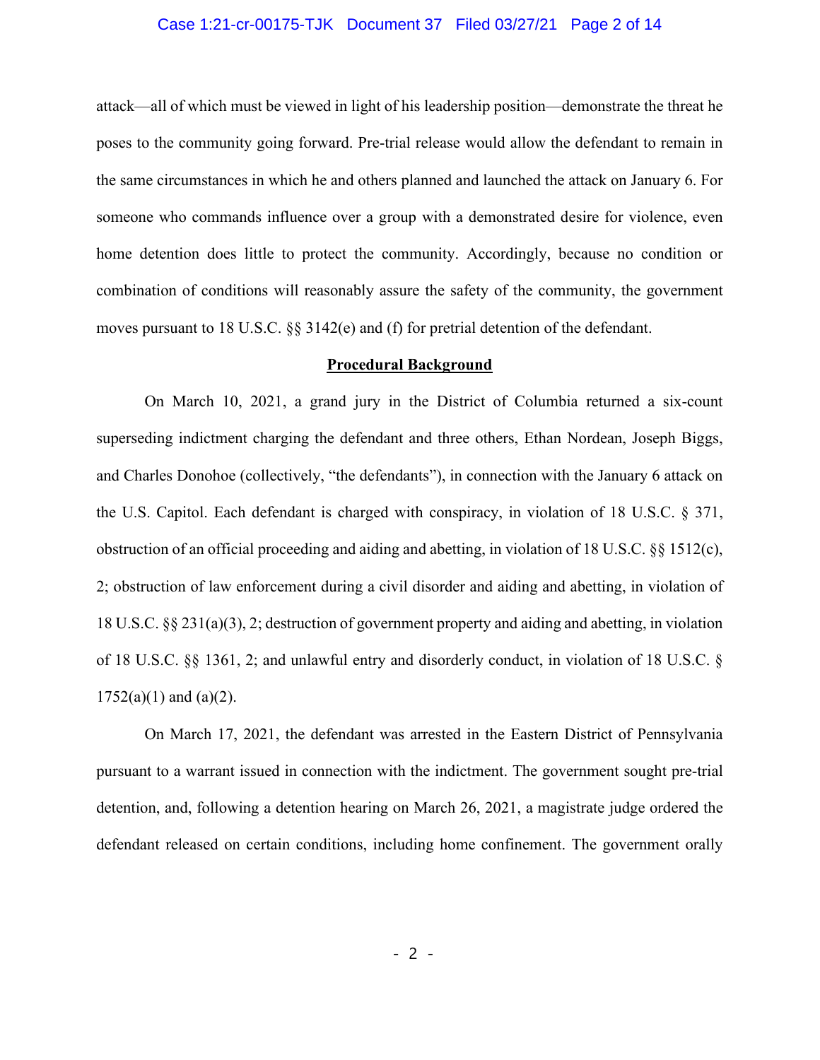attack—all of which must be viewed in light of his leadership position—demonstrate the threat he poses to the community going forward. Pre-trial release would allow the defendant to remain in the same circumstances in which he and others planned and launched the attack on January 6. For someone who commands influence over a group with a demonstrated desire for violence, even home detention does little to protect the community. Accordingly, because no condition or combination of conditions will reasonably assure the safety of the community, the government moves pursuant to 18 U.S.C. §§ 3142(e) and (f) for pretrial detention of the defendant.

## Procedural Background

On March 10, 2021, a grand jury in the District of Columbia returned a six-count superseding indictment charging the defendant and three others, Ethan Nordean, Joseph Biggs, and Charles Donohoe (collectively, "the defendants"), in connection with the January 6 attack on the U.S. Capitol. Each defendant is charged with conspiracy, in violation of 18 U.S.C. § 371, obstruction of an official proceeding and aiding and abetting, in violation of 18 U.S.C. §§ 1512(c), 2; obstruction of law enforcement during a civil disorder and aiding and abetting, in violation of 18 U.S.C. §§ 231(a)(3), 2; destruction of government property and aiding and abetting, in violation of 18 U.S.C. §§ 1361, 2; and unlawful entry and disorderly conduct, in violation of 18 U.S.C. § 1752(a)(1) and (a)(2).

On March 17, 2021, the defendant was arrested in the Eastern District of Pennsylvania pursuant to a warrant issued in connection with the indictment. The government sought pre-trial detention, and, following a detention hearing on March 26, 2021, a magistrate judge ordered the defendant released on certain conditions, including home confinement. The government orally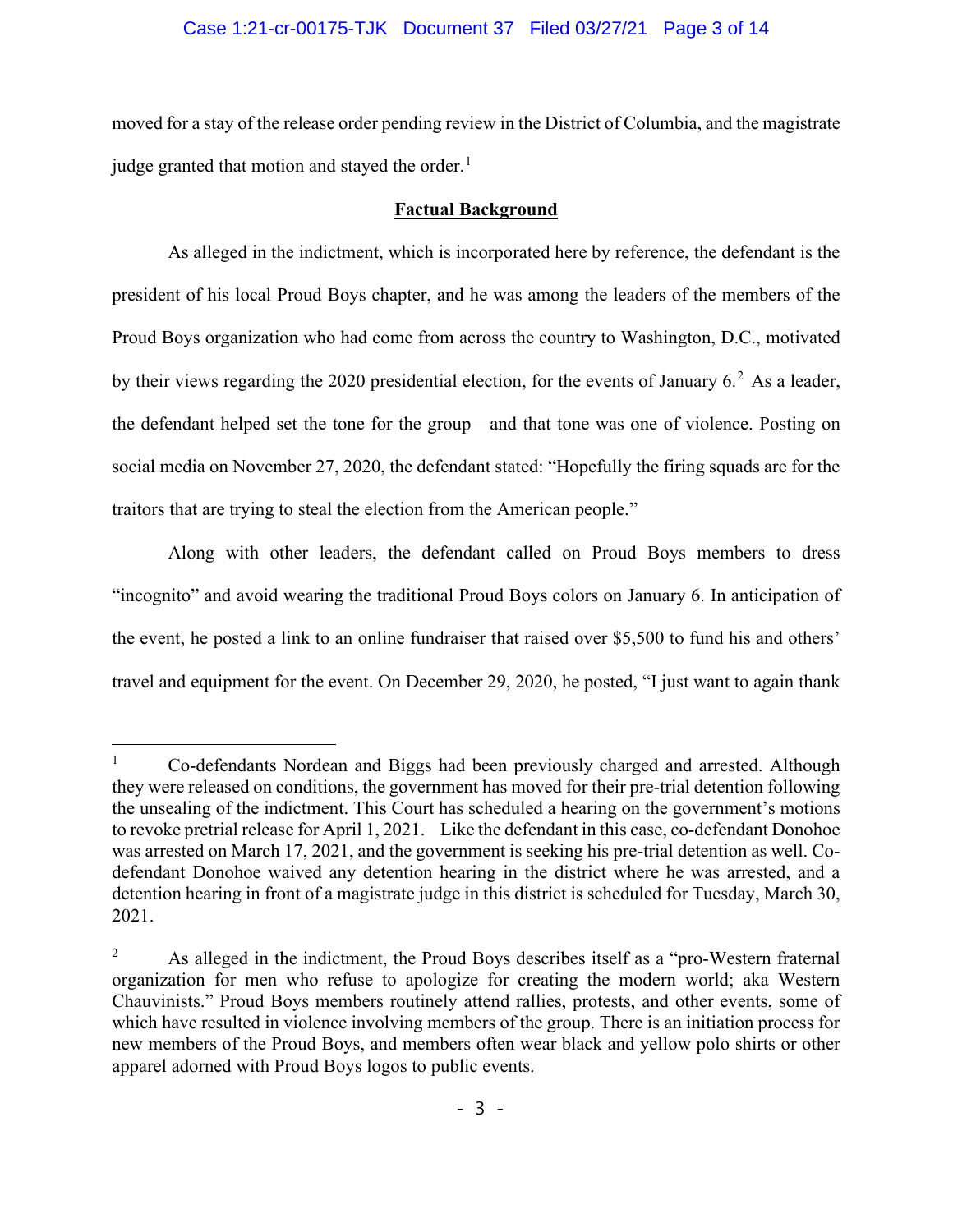moved for a stay of the release order pending review in the District of Columbia, and the magistrate judge granted that motion and stayed the order.[1]

**Factual Background**

As alleged in the indictment, which is incorporated here by reference, the defendant is the president of his local Proud Boys chapter, and he was among the leaders of the members of the Proud Boys organization who had come from across the country to Washington, D.C., motivated by their views regarding the 2020 presidential election, for the events of January 6.[2] As a leader, the defendant helped set the tone for the group—and that tone was one of violence. Posting on social media on November 27, 2020, the defendant stated: "Hopefully the firing squads are for the traitors that are trying to steal the election from the American people."

Along with other leaders, the defendant called on Proud Boys members to dress "incognito" and avoid wearing the traditional Proud Boys colors on January 6. In anticipation of the event, he posted a link to an online fundraiser that raised over $5,500 to fund his and others' travel and equipment for the event. On December 29, 2020, he posted, "I just want to again thank

---

[1] Co-defendants Nordean and Biggs had been previously charged and arrested. Although they were released on conditions, the government has moved for their pre-trial detention following the unsealing of the indictment. This Court has scheduled a hearing on the government's motions to revoke pretrial release for April 1, 2021. Like the defendant in this case, co-defendant Donohoe was arrested on March 17, 2021, and the government is seeking his pre-trial detention as well. Co-defendant Donohoe waived any detention hearing in the district where he was arrested, and a detention hearing in front of a magistrate judge in this district is scheduled for Tuesday, March 30, 2021.

[2] As alleged in the indictment, the Proud Boys describes itself as a "pro-Western fraternal organization for men who refuse to apologize for creating the modern world; aka Western Chauvinists." Proud Boys members routinely attend rallies, protests, and other events, some of which have resulted in violence involving members of the group. There is an initiation process for new members of the Proud Boys, and members often wear black and yellow polo shirts or other apparel adorned with Proud Boys logos to public events.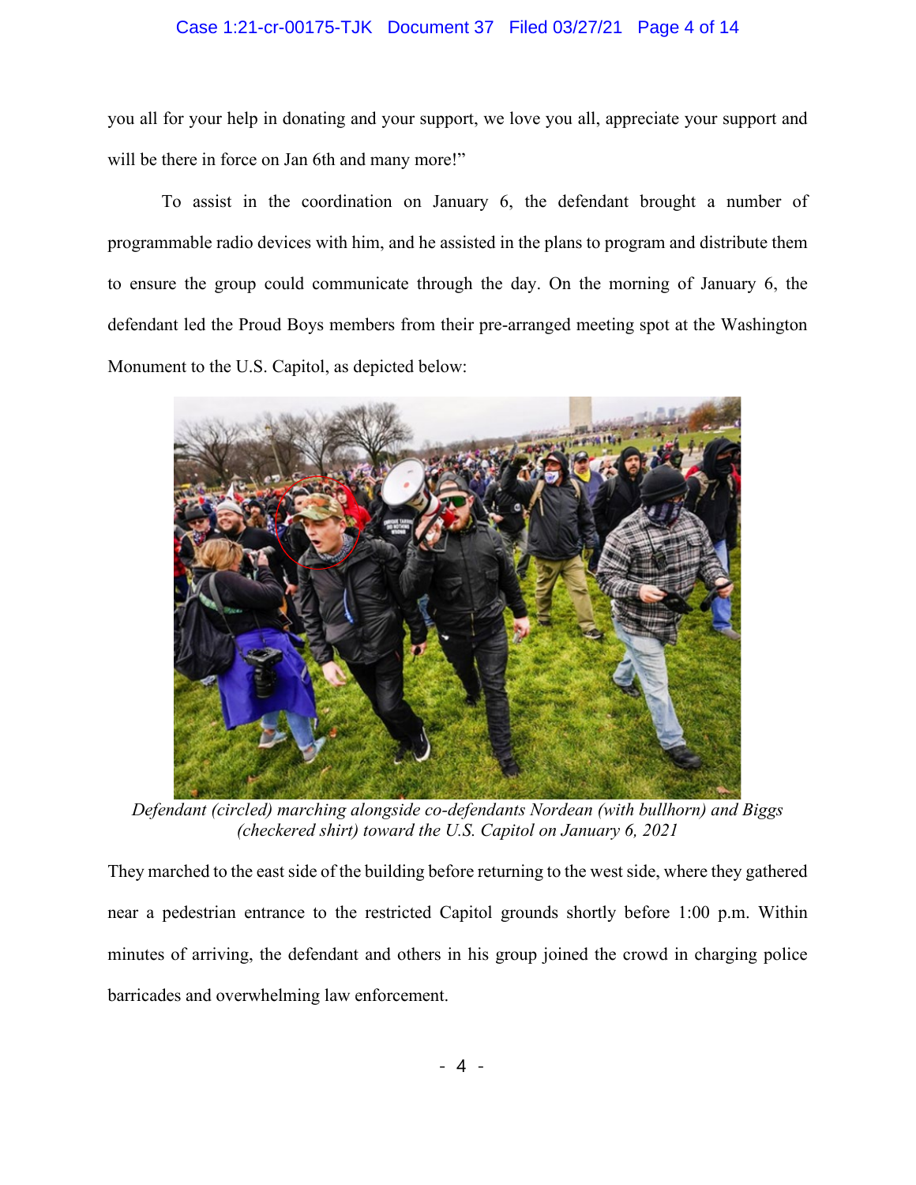you all for your help in donating and your support, we love you all, appreciate your support and will be there in force on Jan 6th and many more!"

To assist in the coordination on January 6, the defendant brought a number of programmable radio devices with him, and he assisted in the plans to program and distribute them to ensure the group could communicate through the day. On the morning of January 6, the defendant led the Proud Boys members from their pre-arranged meeting spot at the Washington Monument to the U.S. Capitol, as depicted below:

*Defendant (circled) marching alongside co-defendants Nordean (with bullhorn) and Biggs (checkered shirt) toward the U.S. Capitol on January 6, 2021*

They marched to the east side of the building before returning to the west side, where they gathered near a pedestrian entrance to the restricted Capitol grounds shortly before 1:00 p.m. Within minutes of arriving, the defendant and others in his group joined the crowd in charging police barricades and overwhelming law enforcement.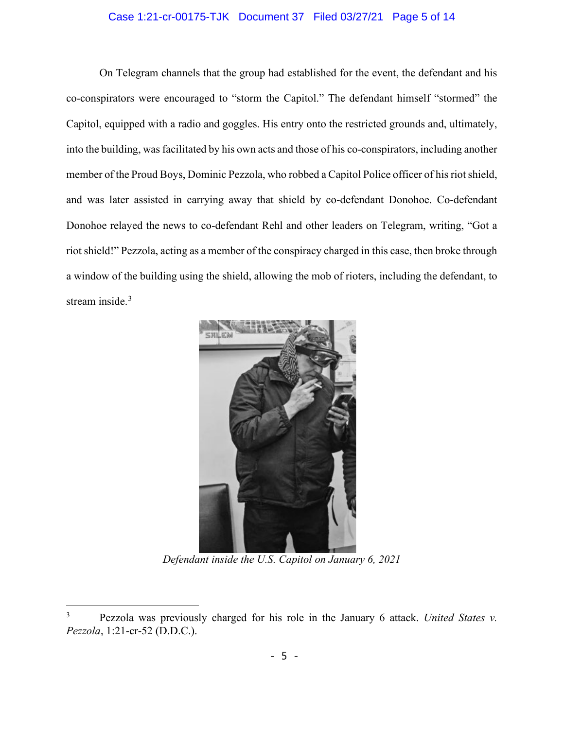On Telegram channels that the group had established for the event, the defendant and his co-conspirators were encouraged to "storm the Capitol." The defendant himself "stormed" the Capitol, equipped with a radio and goggles. His entry onto the restricted grounds and, ultimately, into the building, was facilitated by his own acts and those of his co-conspirators, including another member of the Proud Boys, Dominic Pezzola, who robbed a Capitol Police officer of his riot shield, and was later assisted in carrying away that shield by co-defendant Donohoe. Co-defendant Donohoe relayed the news to co-defendant Rehl and other leaders on Telegram, writing, "Got a riot shield!" Pezzola, acting as a member of the conspiracy charged in this case, then broke through a window of the building using the shield, allowing the mob of rioters, including the defendant, to stream inside.[3]

*Defendant inside the U.S. Capitol on January 6, 2021*

[3] Pezzola was previously charged for his role in the January 6 attack. *United States v. Pezzola*, 1:21-cr-52 (D.D.C.).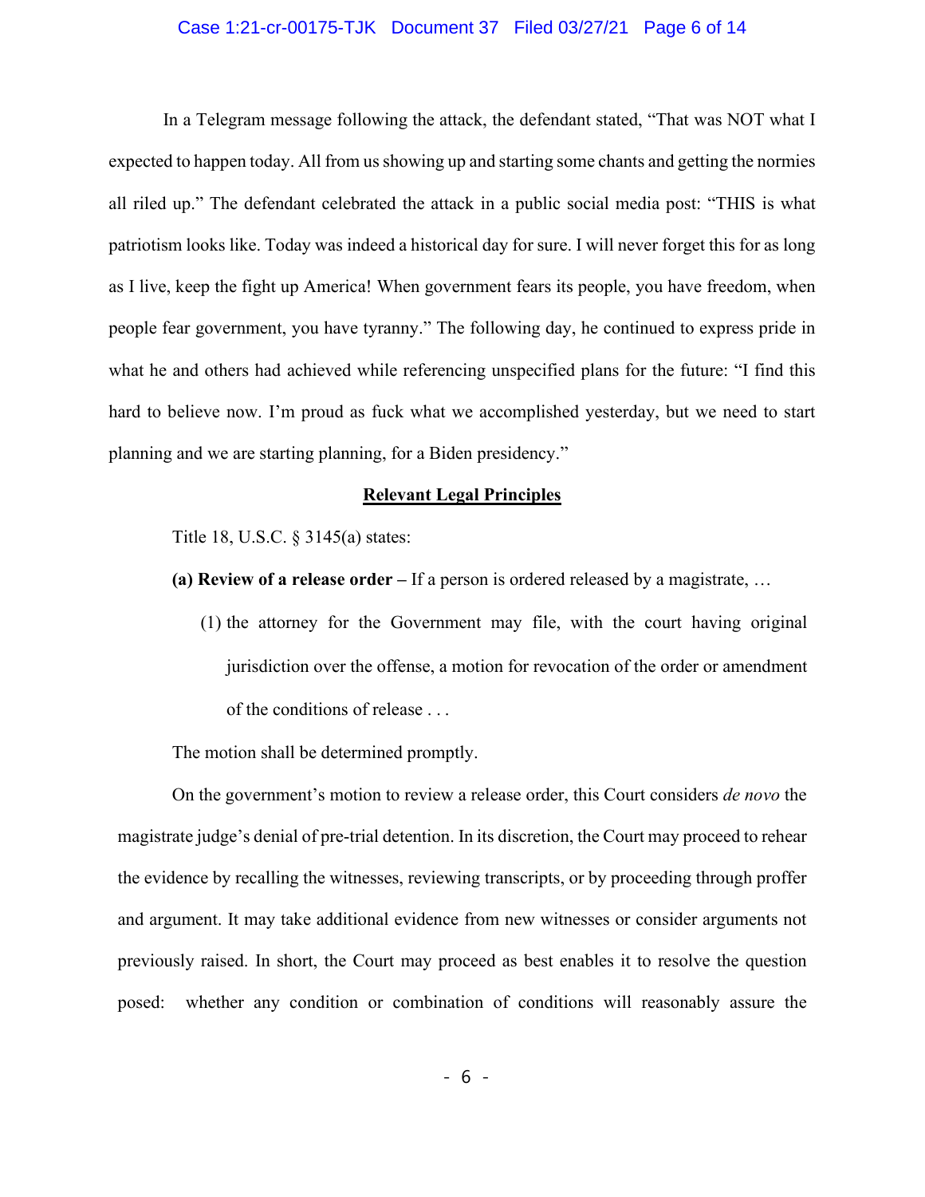In a Telegram message following the attack, the defendant stated, "That was NOT what I expected to happen today. All from us showing up and starting some chants and getting the normies all riled up." The defendant celebrated the attack in a public social media post: "THIS is what patriotism looks like. Today was indeed a historical day for sure. I will never forget this for as long as I live, keep the fight up America! When government fears its people, you have freedom, when people fear government, you have tyranny." The following day, he continued to express pride in what he and others had achieved while referencing unspecified plans for the future: "I find this hard to believe now. I'm proud as fuck what we accomplished yesterday, but we need to start planning and we are starting planning, for a Biden presidency."

## Relevant Legal Principles

Title 18, U.S.C. § 3145(a) states:

> **(a) Review of a release order –** If a person is ordered released by a magistrate, …
>
> (1) the attorney for the Government may file, with the court having original jurisdiction over the offense, a motion for revocation of the order or amendment of the conditions of release . . .
>
> The motion shall be determined promptly.

On the government's motion to review a release order, this Court considers *de novo* the magistrate judge's denial of pre-trial detention. In its discretion, the Court may proceed to rehear the evidence by recalling the witnesses, reviewing transcripts, or by proceeding through proffer and argument. It may take additional evidence from new witnesses or consider arguments not previously raised. In short, the Court may proceed as best enables it to resolve the question posed: whether any condition or combination of conditions will reasonably assure the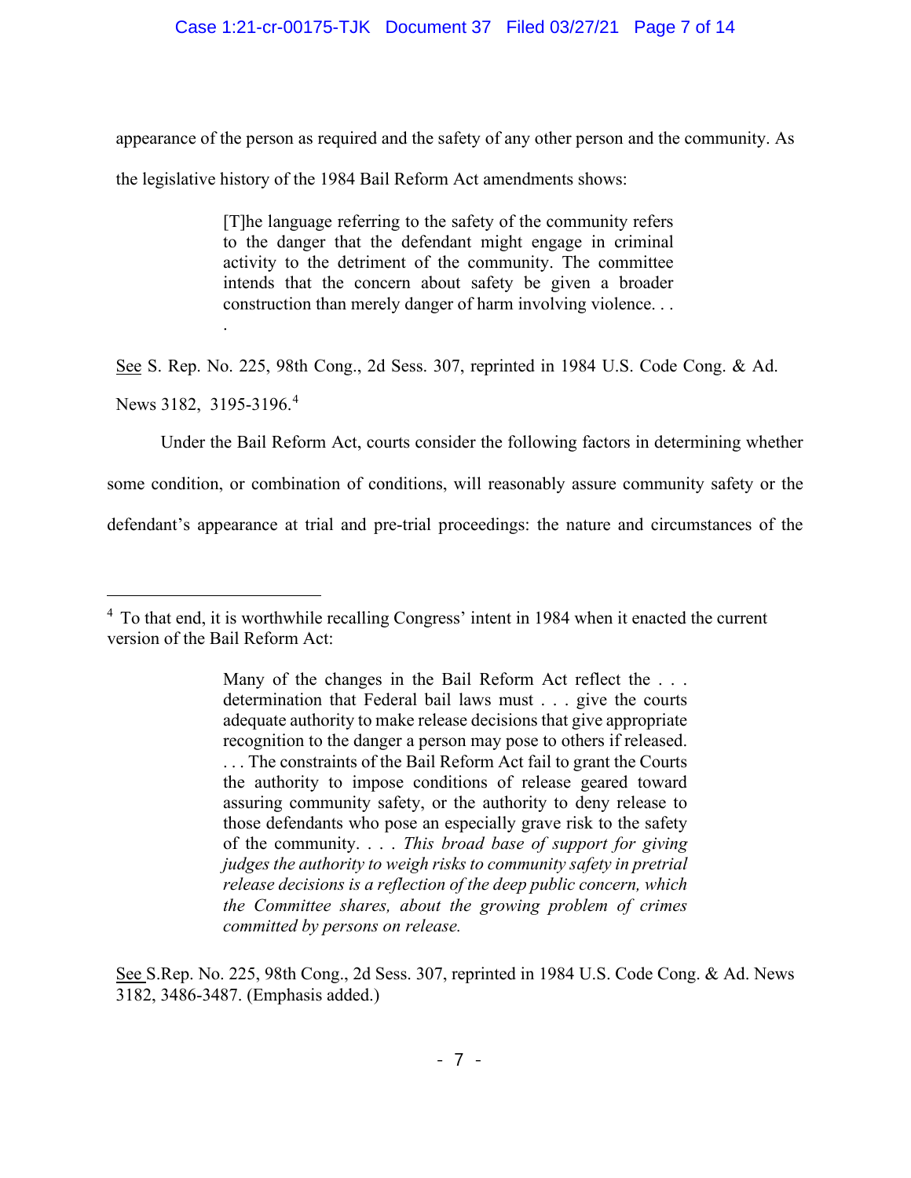appearance of the person as required and the safety of any other person and the community. As the legislative history of the 1984 Bail Reform Act amendments shows:

> [T]he language referring to the safety of the community refers to the danger that the defendant might engage in criminal activity to the detriment of the community. The committee intends that the concern about safety be given a broader construction than merely danger of harm involving violence. . . .

See S. Rep. No. 225, 98th Cong., 2d Sess. 307, reprinted in 1984 U.S. Code Cong. & Ad. News 3182, 3195-3196.[4]

Under the Bail Reform Act, courts consider the following factors in determining whether some condition, or combination of conditions, will reasonably assure community safety or the defendant's appearance at trial and pre-trial proceedings: the nature and circumstances of the

---

[4] To that end, it is worthwhile recalling Congress' intent in 1984 when it enacted the current version of the Bail Reform Act:

> Many of the changes in the Bail Reform Act reflect the . . . determination that Federal bail laws must . . . give the courts adequate authority to make release decisions that give appropriate recognition to the danger a person may pose to others if released. . . . The constraints of the Bail Reform Act fail to grant the Courts the authority to impose conditions of release geared toward assuring community safety, or the authority to deny release to those defendants who pose an especially grave risk to the safety of the community. . . . *This broad base of support for giving judges the authority to weigh risks to community safety in pretrial release decisions is a reflection of the deep public concern, which the Committee shares, about the growing problem of crimes committed by persons on release.*

See S.Rep. No. 225, 98th Cong., 2d Sess. 307, reprinted in 1984 U.S. Code Cong. & Ad. News 3182, 3486-3487. (Emphasis added.)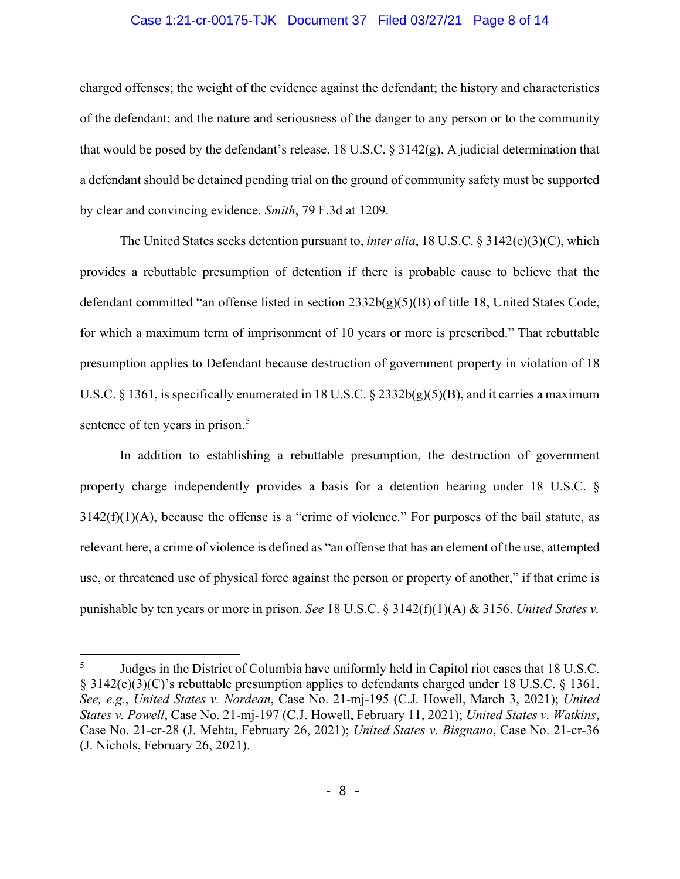charged offenses; the weight of the evidence against the defendant; the history and characteristics of the defendant; and the nature and seriousness of the danger to any person or to the community that would be posed by the defendant's release. 18 U.S.C. § 3142(g). A judicial determination that a defendant should be detained pending trial on the ground of community safety must be supported by clear and convincing evidence. *Smith*, 79 F.3d at 1209.

The United States seeks detention pursuant to, *inter alia*, 18 U.S.C. § 3142(e)(3)(C), which provides a rebuttable presumption of detention if there is probable cause to believe that the defendant committed "an offense listed in section 2332b(g)(5)(B) of title 18, United States Code, for which a maximum term of imprisonment of 10 years or more is prescribed." That rebuttable presumption applies to Defendant because destruction of government property in violation of 18 U.S.C. § 1361, is specifically enumerated in 18 U.S.C. § 2332b(g)(5)(B), and it carries a maximum sentence of ten years in prison.[5]

In addition to establishing a rebuttable presumption, the destruction of government property charge independently provides a basis for a detention hearing under 18 U.S.C. § 3142(f)(1)(A), because the offense is a "crime of violence." For purposes of the bail statute, as relevant here, a crime of violence is defined as "an offense that has an element of the use, attempted use, or threatened use of physical force against the person or property of another," if that crime is punishable by ten years or more in prison. *See* 18 U.S.C. § 3142(f)(1)(A) & 3156. *United States v.*

---

[5] Judges in the District of Columbia have uniformly held in Capitol riot cases that 18 U.S.C. § 3142(e)(3)(C)'s rebuttable presumption applies to defendants charged under 18 U.S.C. § 1361. *See, e.g.*, *United States v. Nordean*, Case No. 21-mj-195 (C.J. Howell, March 3, 2021); *United States v. Powell*, Case No. 21-mj-197 (C.J. Howell, February 11, 2021); *United States v. Watkins*, Case No. 21-cr-28 (J. Mehta, February 26, 2021); *United States v. Bisgnano*, Case No. 21-cr-36 (J. Nichols, February 26, 2021).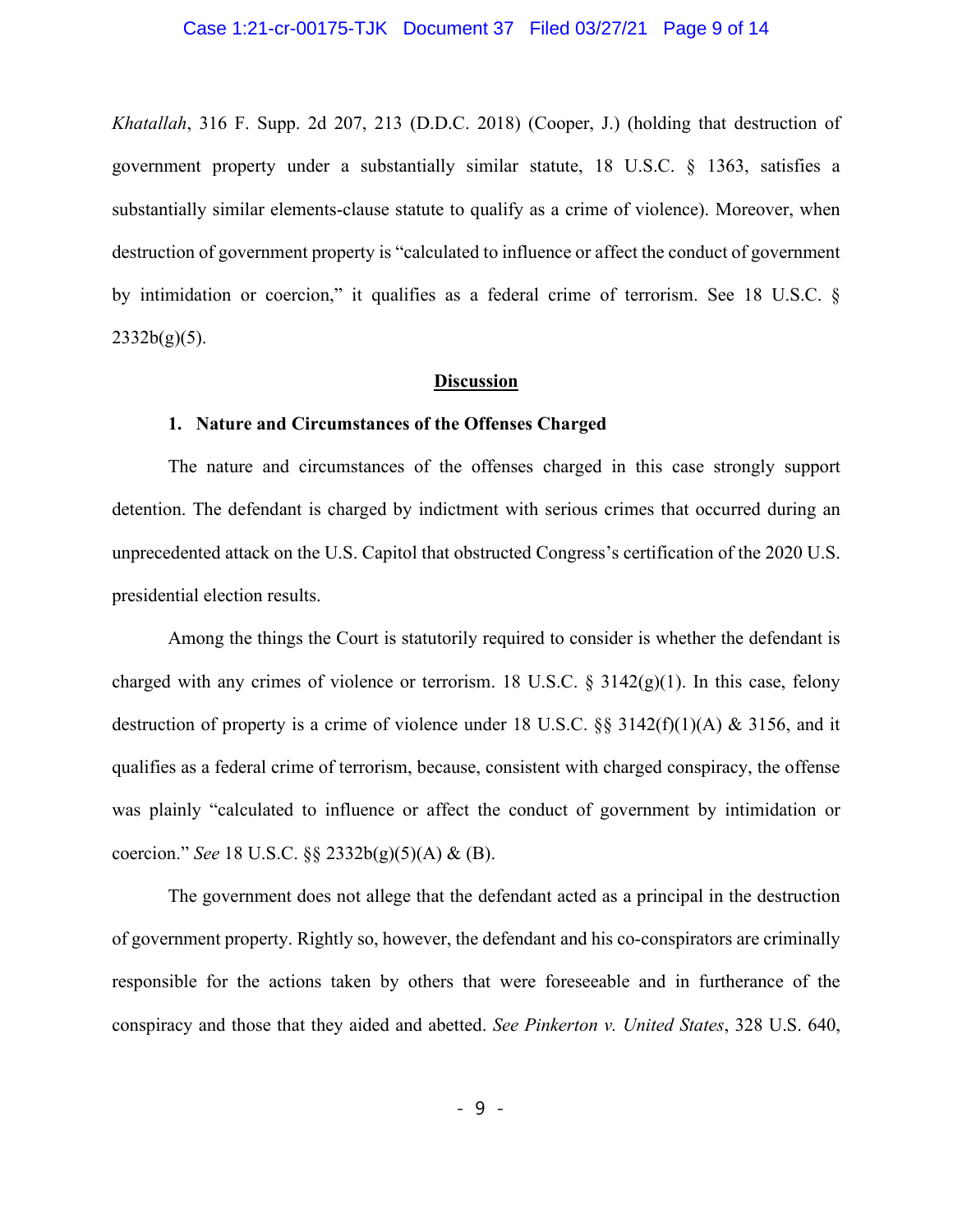*Khatallah*, 316 F. Supp. 2d 207, 213 (D.D.C. 2018) (Cooper, J.) (holding that destruction of government property under a substantially similar statute, 18 U.S.C. § 1363, satisfies a substantially similar elements-clause statute to qualify as a crime of violence). Moreover, when destruction of government property is "calculated to influence or affect the conduct of government by intimidation or coercion," it qualifies as a federal crime of terrorism. See 18 U.S.C. § 2332b(g)(5).

## Discussion

### 1. Nature and Circumstances of the Offenses Charged

The nature and circumstances of the offenses charged in this case strongly support detention. The defendant is charged by indictment with serious crimes that occurred during an unprecedented attack on the U.S. Capitol that obstructed Congress's certification of the 2020 U.S. presidential election results.

Among the things the Court is statutorily required to consider is whether the defendant is charged with any crimes of violence or terrorism. 18 U.S.C. § 3142(g)(1). In this case, felony destruction of property is a crime of violence under 18 U.S.C. §§ 3142(f)(1)(A) & 3156, and it qualifies as a federal crime of terrorism, because, consistent with charged conspiracy, the offense was plainly "calculated to influence or affect the conduct of government by intimidation or coercion." *See* 18 U.S.C. §§ 2332b(g)(5)(A) & (B).

The government does not allege that the defendant acted as a principal in the destruction of government property. Rightly so, however, the defendant and his co-conspirators are criminally responsible for the actions taken by others that were foreseeable and in furtherance of the conspiracy and those that they aided and abetted. *See Pinkerton v. United States*, 328 U.S. 640,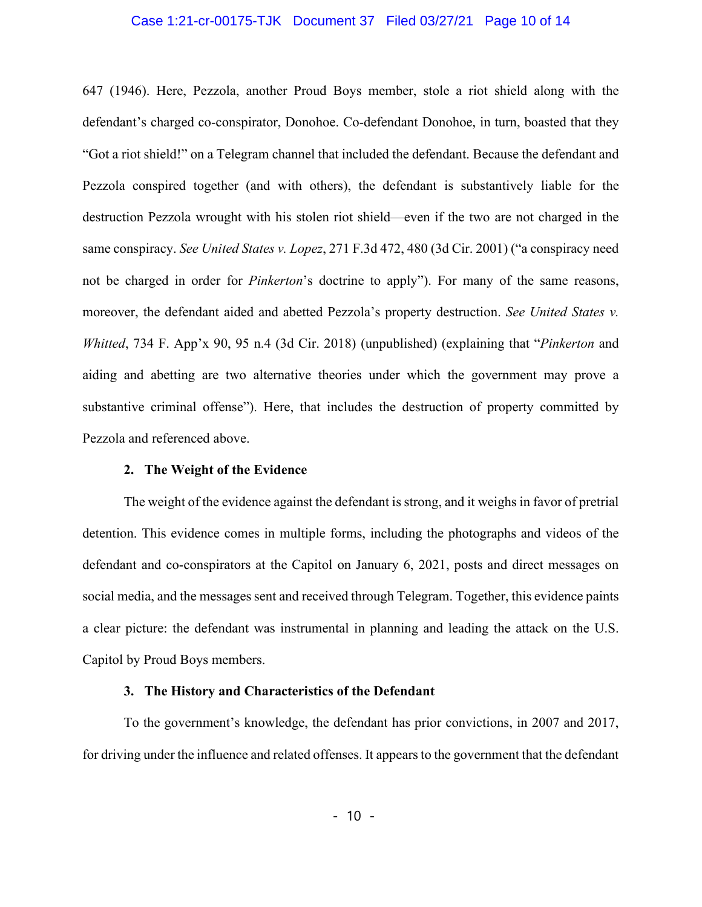647 (1946). Here, Pezzola, another Proud Boys member, stole a riot shield along with the defendant's charged co-conspirator, Donohoe. Co-defendant Donohoe, in turn, boasted that they "Got a riot shield!" on a Telegram channel that included the defendant. Because the defendant and Pezzola conspired together (and with others), the defendant is substantively liable for the destruction Pezzola wrought with his stolen riot shield—even if the two are not charged in the same conspiracy. *See United States v. Lopez*, 271 F.3d 472, 480 (3d Cir. 2001) ("a conspiracy need not be charged in order for *Pinkerton*'s doctrine to apply"). For many of the same reasons, moreover, the defendant aided and abetted Pezzola's property destruction. *See United States v. Whitted*, 734 F. App'x 90, 95 n.4 (3d Cir. 2018) (unpublished) (explaining that "*Pinkerton* and aiding and abetting are two alternative theories under which the government may prove a substantive criminal offense"). Here, that includes the destruction of property committed by Pezzola and referenced above.

#### 2. The Weight of the Evidence

The weight of the evidence against the defendant is strong, and it weighs in favor of pretrial detention. This evidence comes in multiple forms, including the photographs and videos of the defendant and co-conspirators at the Capitol on January 6, 2021, posts and direct messages on social media, and the messages sent and received through Telegram. Together, this evidence paints a clear picture: the defendant was instrumental in planning and leading the attack on the U.S. Capitol by Proud Boys members.

#### 3. The History and Characteristics of the Defendant

To the government's knowledge, the defendant has prior convictions, in 2007 and 2017, for driving under the influence and related offenses. It appears to the government that the defendant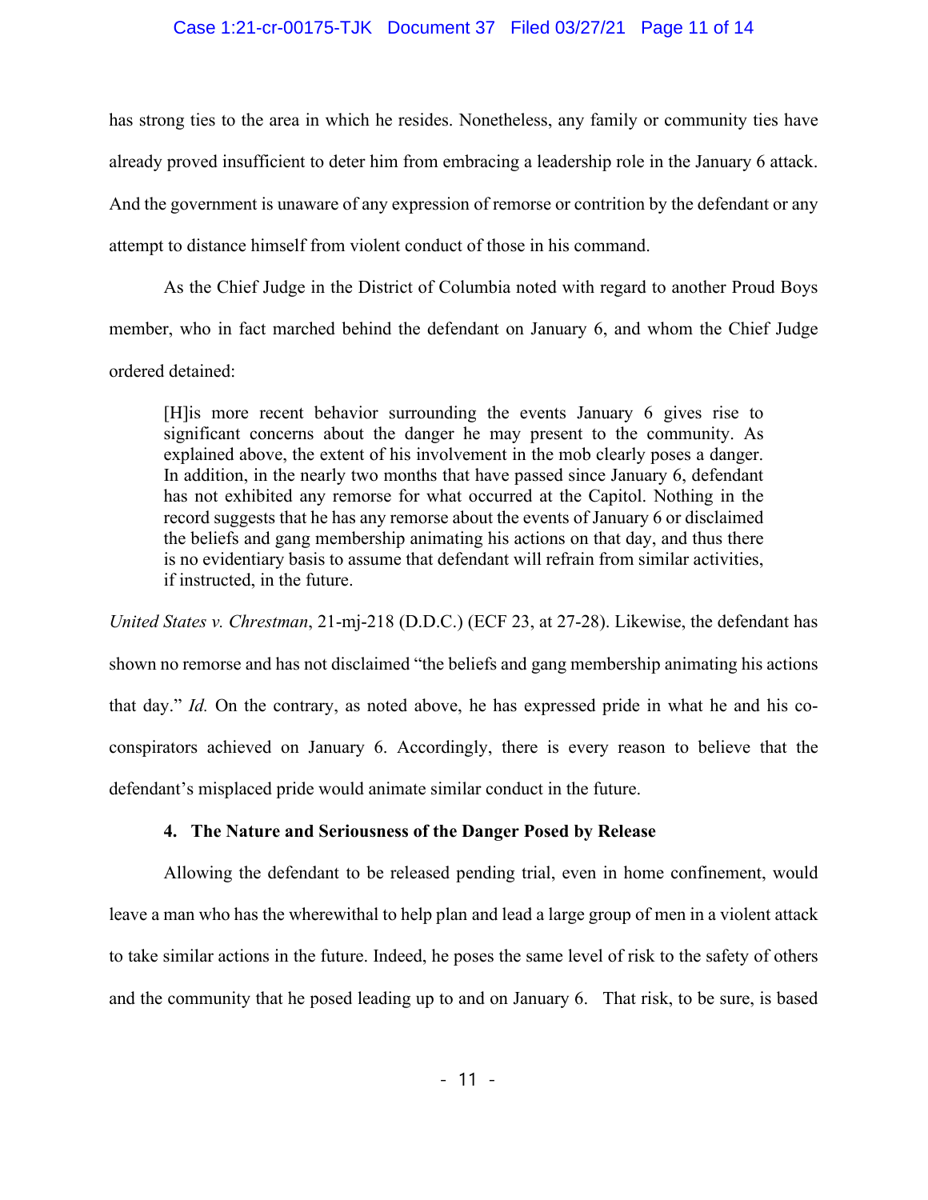has strong ties to the area in which he resides. Nonetheless, any family or community ties have already proved insufficient to deter him from embracing a leadership role in the January 6 attack. And the government is unaware of any expression of remorse or contrition by the defendant or any attempt to distance himself from violent conduct of those in his command.

As the Chief Judge in the District of Columbia noted with regard to another Proud Boys member, who in fact marched behind the defendant on January 6, and whom the Chief Judge ordered detained:

> [H]is more recent behavior surrounding the events January 6 gives rise to significant concerns about the danger he may present to the community. As explained above, the extent of his involvement in the mob clearly poses a danger. In addition, in the nearly two months that have passed since January 6, defendant has not exhibited any remorse for what occurred at the Capitol. Nothing in the record suggests that he has any remorse about the events of January 6 or disclaimed the beliefs and gang membership animating his actions on that day, and thus there is no evidentiary basis to assume that defendant will refrain from similar activities, if instructed, in the future.

*United States v. Chrestman*, 21-mj-218 (D.D.C.) (ECF 23, at 27-28). Likewise, the defendant has shown no remorse and has not disclaimed "the beliefs and gang membership animating his actions that day." *Id.* On the contrary, as noted above, he has expressed pride in what he and his co-conspirators achieved on January 6. Accordingly, there is every reason to believe that the defendant's misplaced pride would animate similar conduct in the future.

#### 4. The Nature and Seriousness of the Danger Posed by Release

Allowing the defendant to be released pending trial, even in home confinement, would leave a man who has the wherewithal to help plan and lead a large group of men in a violent attack to take similar actions in the future. Indeed, he poses the same level of risk to the safety of others and the community that he posed leading up to and on January 6. That risk, to be sure, is based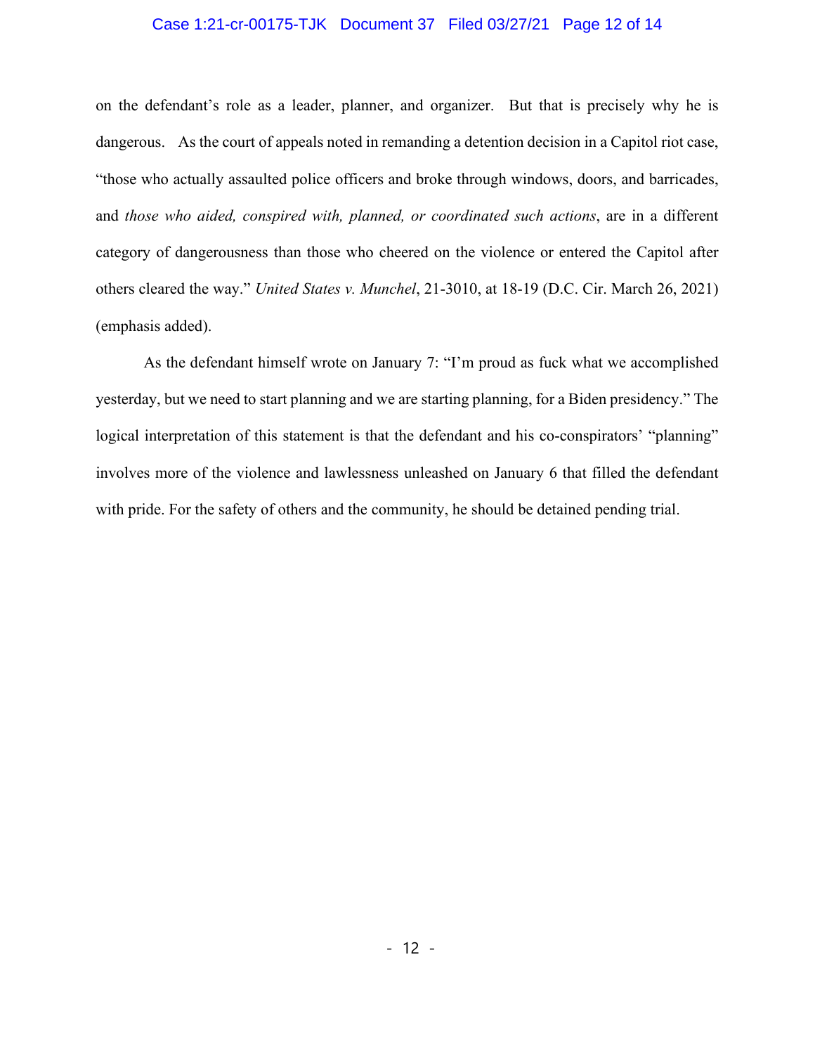on the defendant's role as a leader, planner, and organizer. But that is precisely why he is dangerous. As the court of appeals noted in remanding a detention decision in a Capitol riot case, "those who actually assaulted police officers and broke through windows, doors, and barricades, and *those who aided, conspired with, planned, or coordinated such actions*, are in a different category of dangerousness than those who cheered on the violence or entered the Capitol after others cleared the way." *United States v. Munchel*, 21-3010, at 18-19 (D.C. Cir. March 26, 2021) (emphasis added).

As the defendant himself wrote on January 7: "I'm proud as fuck what we accomplished yesterday, but we need to start planning and we are starting planning, for a Biden presidency." The logical interpretation of this statement is that the defendant and his co-conspirators' "planning" involves more of the violence and lawlessness unleashed on January 6 that filled the defendant with pride. For the safety of others and the community, he should be detained pending trial.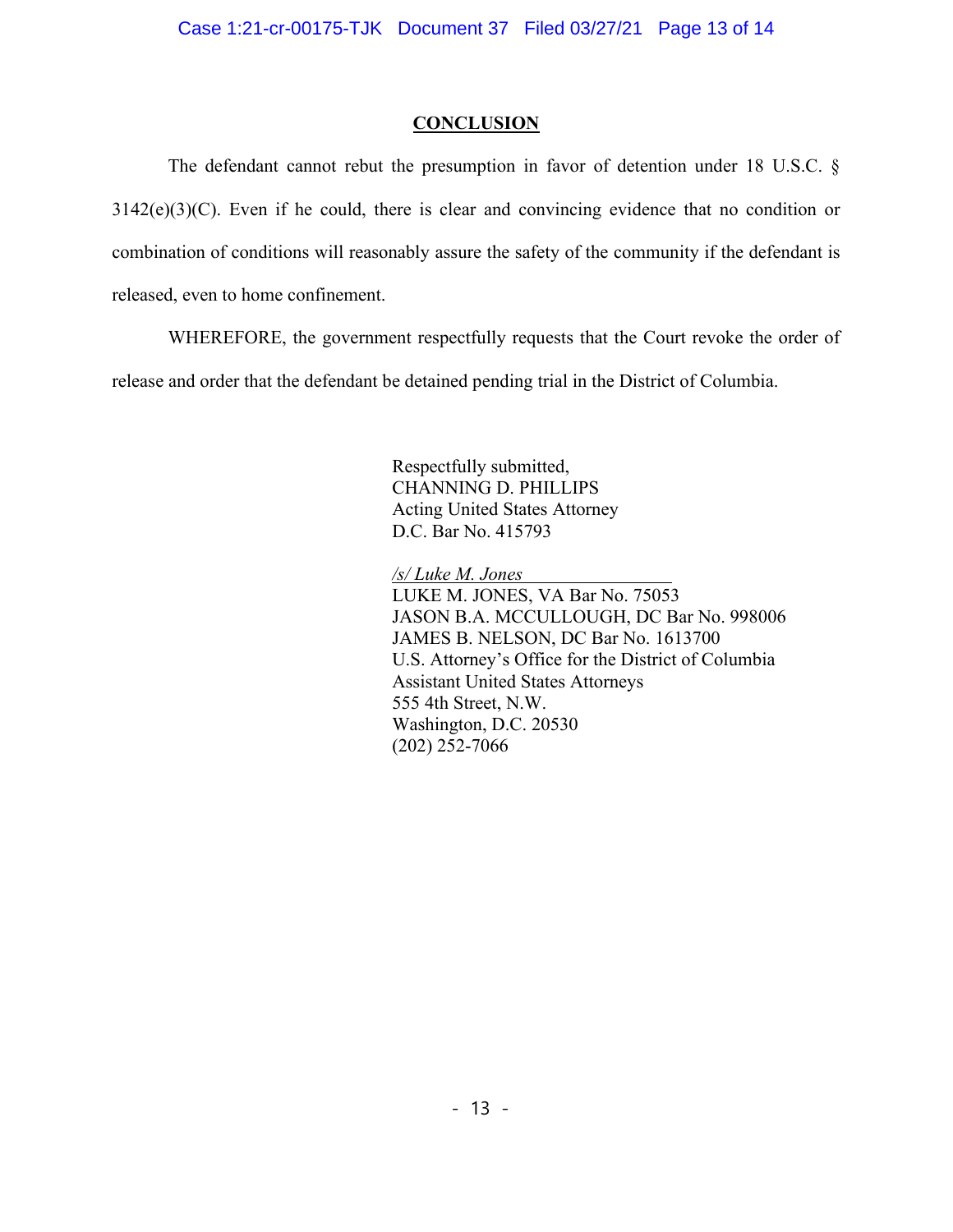## CONCLUSION

The defendant cannot rebut the presumption in favor of detention under 18 U.S.C. § 3142(e)(3)(C). Even if he could, there is clear and convincing evidence that no condition or combination of conditions will reasonably assure the safety of the community if the defendant is released, even to home confinement.

WHEREFORE, the government respectfully requests that the Court revoke the order of release and order that the defendant be detained pending trial in the District of Columbia.

Respectfully submitted,
CHANNING D. PHILLIPS
Acting United States Attorney
D.C. Bar No. 415793

*/s/ Luke M. Jones*
LUKE M. JONES, VA Bar No. 75053
JASON B.A. MCCULLOUGH, DC Bar No. 998006
JAMES B. NELSON, DC Bar No. 1613700
U.S. Attorney's Office for the District of Columbia
Assistant United States Attorneys
555 4th Street, N.W.
Washington, D.C. 20530
(202) 252-7066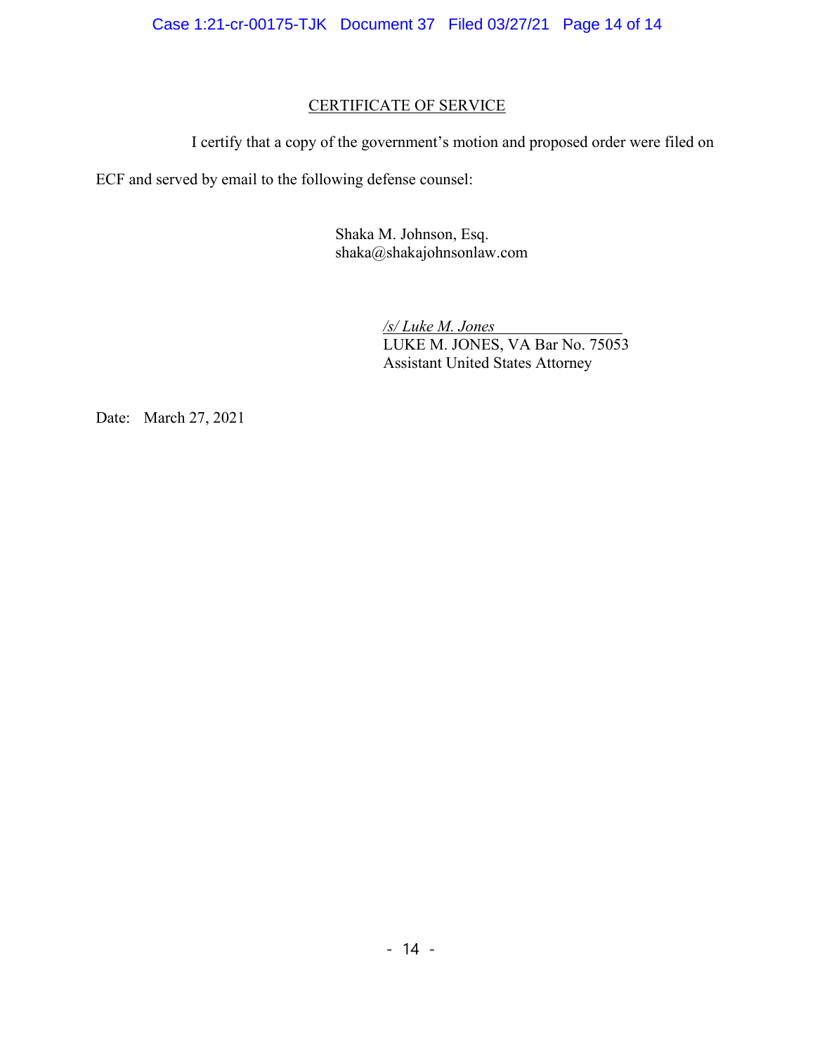CERTIFICATE OF SERVICE

I certify that a copy of the government's motion and proposed order were filed on ECF and served by email to the following defense counsel:

Shaka M. Johnson, Esq.
shaka@shakajohnsonlaw.com

*/s/ Luke M. Jones*
LUKE M. JONES, VA Bar No. 75053
Assistant United States Attorney

Date: March 27, 2021